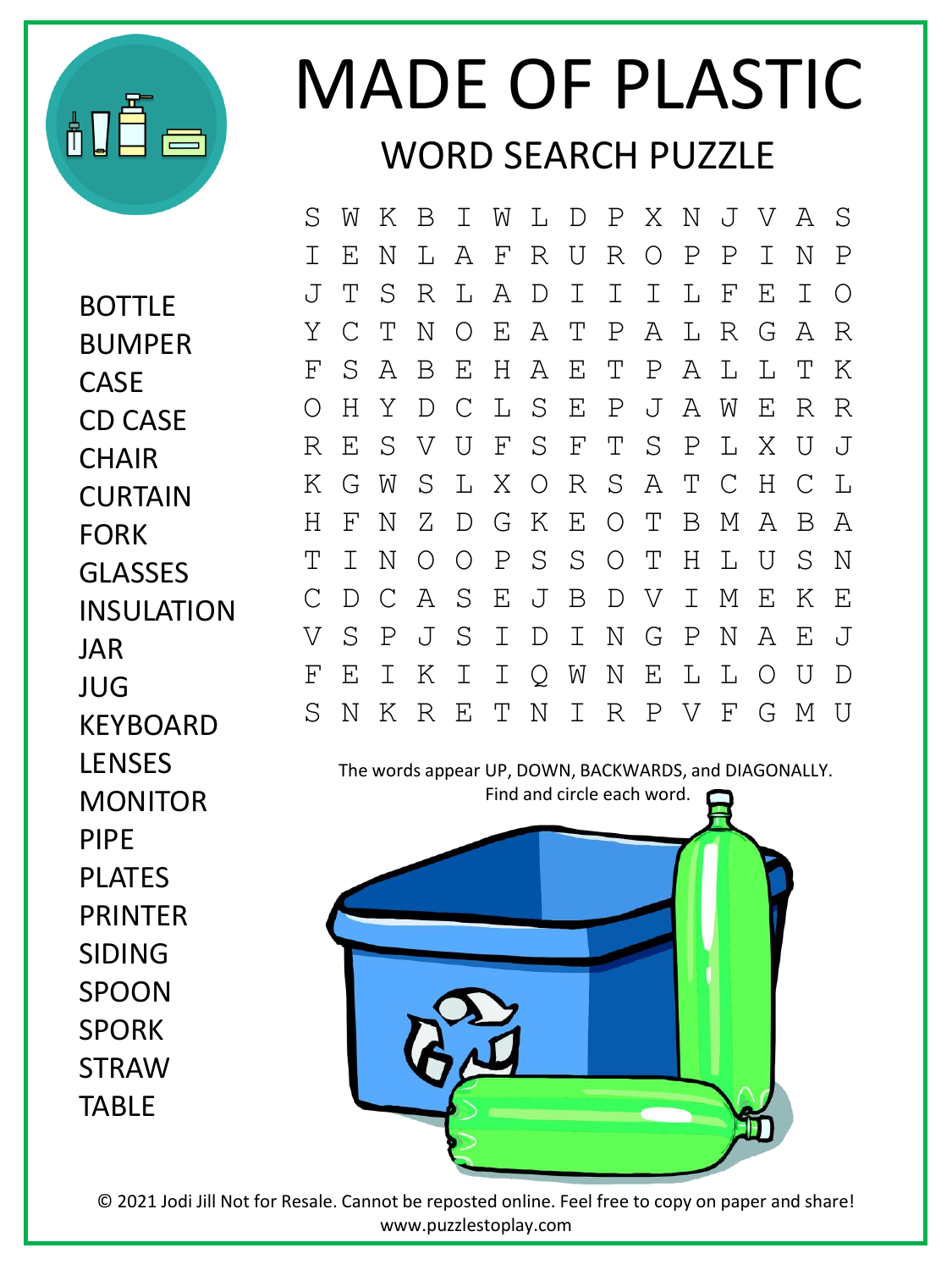# MADE OF PLASTIC

## WORD SEARCH PUZZLE

```
S W K B I W L D P X N J V A S
I E N L A F R U R O P P I N P
J T S R L A D I I I L F E I O
Y C T N O E A T P A L R G A R
F S A B E H A E T P A L L T K
O H Y D C L S E P J A W E R R
R E S V U F S F T S P L X U J
K G W S L X O R S A T C H C L
H F N Z D G K E O T B M A B A
T I N O O P S S O T H L U S N
C D C A S E J B D V I M E K E
V S P J S I D I N G P N A E J
F E I K I I Q W N E L L O U D
S N K R E T N I R P V F G M U
```

BOTTLE
BUMPER
CASE
CD CASE
CHAIR
CURTAIN
FORK
GLASSES
INSULATION
JAR
JUG
KEYBOARD
LENSES
MONITOR
PIPE
PLATES
PRINTER
SIDING
SPOON
SPORK
STRAW
TABLE

The words appear UP, DOWN, BACKWARDS, and DIAGONALLY.
Find and circle each word.

© 2021 Jodi Jill Not for Resale. Cannot be reposted online. Feel free to copy on paper and share!
www.puzzlestoplay.com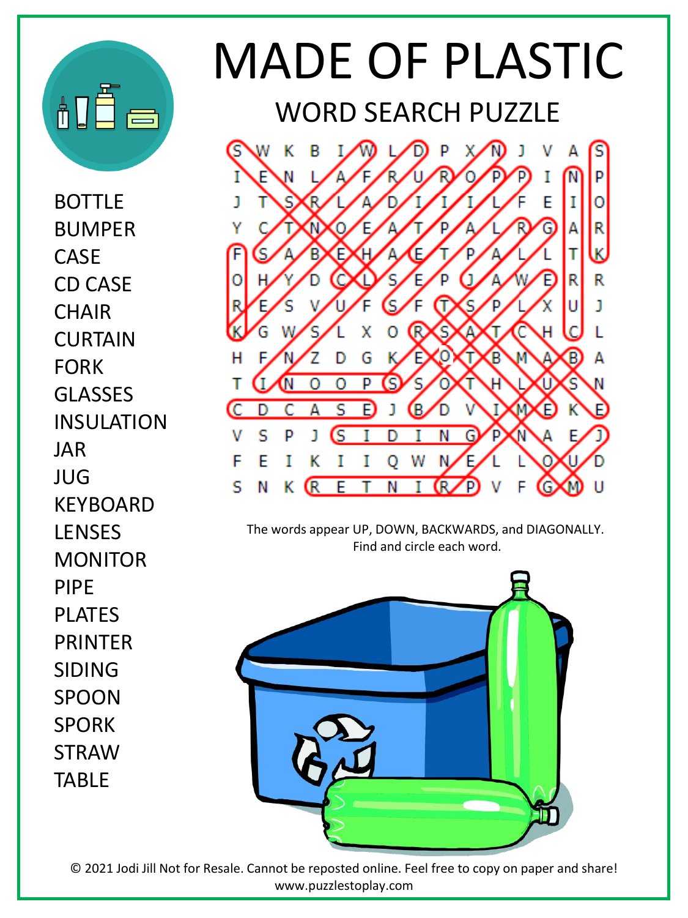# MADE OF PLASTIC

## WORD SEARCH PUZZLE

| | | | | | | | | | | | | | | |
|---|---|---|---|---|---|---|---|---|---|---|---|---|---|---|
| S | W | K | B | I | W | L | D | P | X | N | J | V | A | S |
| I | E | N | L | A | F | R | U | R | O | P | P | I | N | P |
| J | T | S | R | L | A | D | I | I | I | L | F | E | I | O |
| Y | C | T | N | O | E | A | T | P | A | L | R | G | A | R |
| F | S | A | B | E | H | A | E | T | P | A | L | L | T | K |
| O | H | Y | D | C | L | S | E | P | J | A | W | E | R | R |
| R | E | S | V | U | F | S | F | T | S | P | L | X | U | J |
| K | G | W | S | L | X | O | R | S | A | T | C | H | C | L |
| H | F | N | Z | D | G | K | E | O | T | B | M | A | B | A |
| T | I | N | O | O | P | S | S | O | T | H | L | U | S | N |
| C | D | C | A | S | E | J | B | D | V | I | M | E | K | E |
| V | S | P | J | S | I | D | I | N | G | P | N | A | E | J |
| F | E | I | K | I | I | Q | W | N | E | L | L | O | U | D |
| S | N | K | R | E | T | N | I | R | P | V | F | G | M | U |

BOTTLE
BUMPER
CASE
CD CASE
CHAIR
CURTAIN
FORK
GLASSES
INSULATION
JAR
JUG
KEYBOARD
LENSES
MONITOR
PIPE
PLATES
PRINTER
SIDING
SPOON
SPORK
STRAW
TABLE

The words appear UP, DOWN, BACKWARDS, and DIAGONALLY.
Find and circle each word.

© 2021 Jodi Jill Not for Resale. Cannot be reposted online. Feel free to copy on paper and share!
www.puzzlestoplay.com